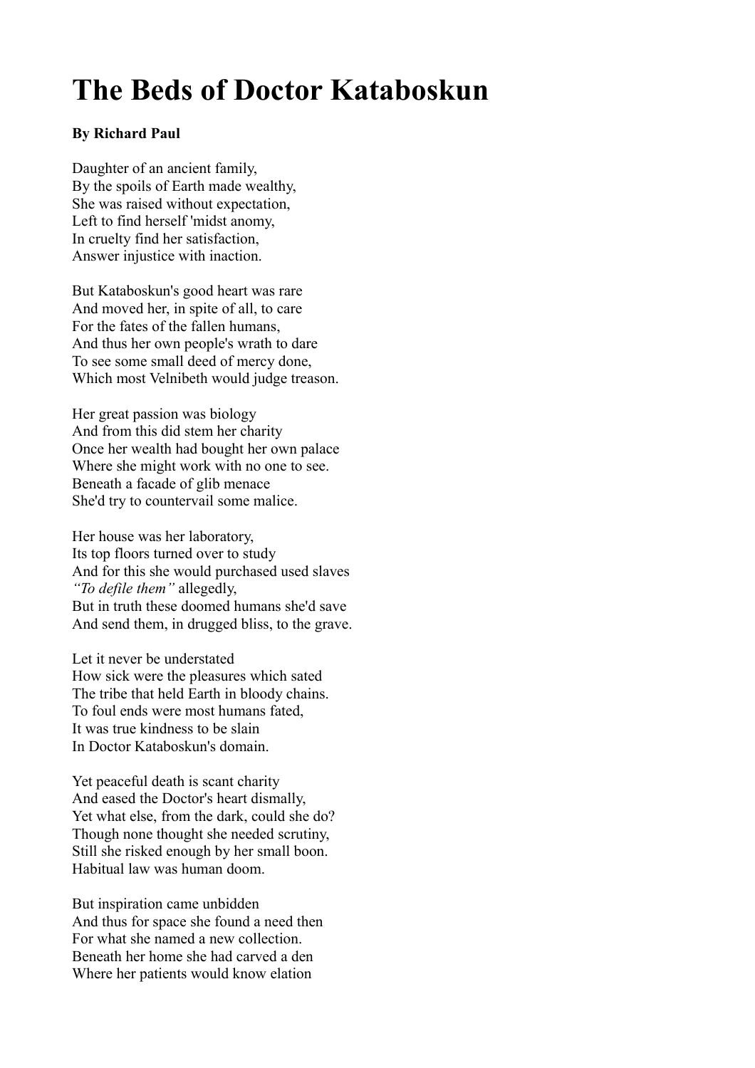# The Beds of Doctor Kataboskun

**By Richard Paul**

Daughter of an ancient family,
By the spoils of Earth made wealthy,
She was raised without expectation,
Left to find herself 'midst anomy,
In cruelty find her satisfaction,
Answer injustice with inaction.

But Kataboskun's good heart was rare
And moved her, in spite of all, to care
For the fates of the fallen humans,
And thus her own people's wrath to dare
To see some small deed of mercy done,
Which most Velnibeth would judge treason.

Her great passion was biology
And from this did stem her charity
Once her wealth had bought her own palace
Where she might work with no one to see.
Beneath a facade of glib menace
She'd try to countervail some malice.

Her house was her laboratory,
Its top floors turned over to study
And for this she would purchased used slaves
*"To defile them"* allegedly,
But in truth these doomed humans she'd save
And send them, in drugged bliss, to the grave.

Let it never be understated
How sick were the pleasures which sated
The tribe that held Earth in bloody chains.
To foul ends were most humans fated,
It was true kindness to be slain
In Doctor Kataboskun's domain.

Yet peaceful death is scant charity
And eased the Doctor's heart dismally,
Yet what else, from the dark, could she do?
Though none thought she needed scrutiny,
Still she risked enough by her small boon.
Habitual law was human doom.

But inspiration came unbidden
And thus for space she found a need then
For what she named a new collection.
Beneath her home she had carved a den
Where her patients would know elation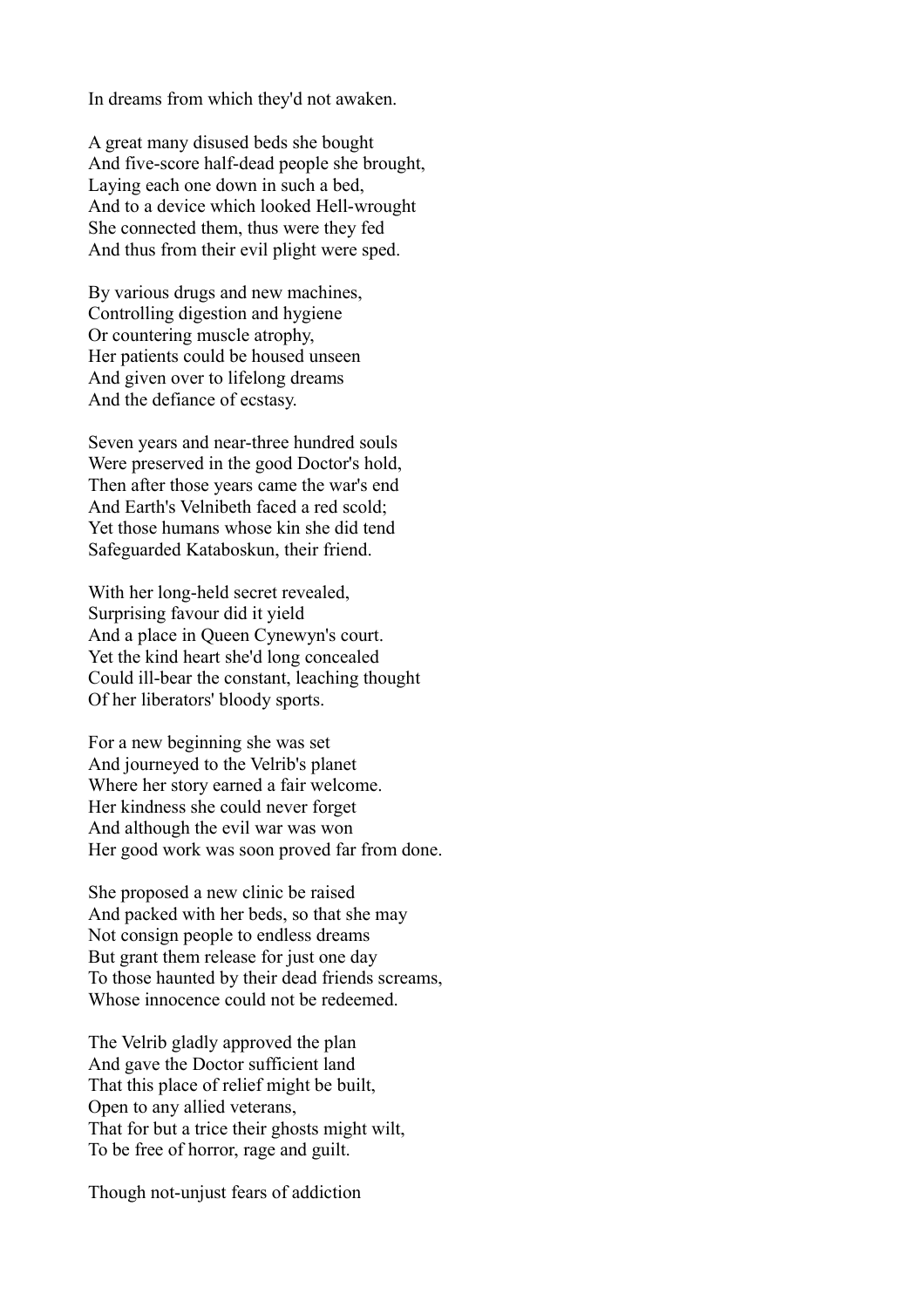In dreams from which they'd not awaken.

A great many disused beds she bought  
And five-score half-dead people she brought,  
Laying each one down in such a bed,  
And to a device which looked Hell-wrought  
She connected them, thus were they fed  
And thus from their evil plight were sped.

By various drugs and new machines,  
Controlling digestion and hygiene  
Or countering muscle atrophy,  
Her patients could be housed unseen  
And given over to lifelong dreams  
And the defiance of ecstasy.

Seven years and near-three hundred souls  
Were preserved in the good Doctor's hold,  
Then after those years came the war's end  
And Earth's Velnibeth faced a red scold;  
Yet those humans whose kin she did tend  
Safeguarded Kataboskun, their friend.

With her long-held secret revealed,  
Surprising favour did it yield  
And a place in Queen Cynewyn's court.  
Yet the kind heart she'd long concealed  
Could ill-bear the constant, leaching thought  
Of her liberators' bloody sports.

For a new beginning she was set  
And journeyed to the Velrib's planet  
Where her story earned a fair welcome.  
Her kindness she could never forget  
And although the evil war was won  
Her good work was soon proved far from done.

She proposed a new clinic be raised  
And packed with her beds, so that she may  
Not consign people to endless dreams  
But grant them release for just one day  
To those haunted by their dead friends screams,  
Whose innocence could not be redeemed.

The Velrib gladly approved the plan  
And gave the Doctor sufficient land  
That this place of relief might be built,  
Open to any allied veterans,  
That for but a trice their ghosts might wilt,  
To be free of horror, rage and guilt.

Though not-unjust fears of addiction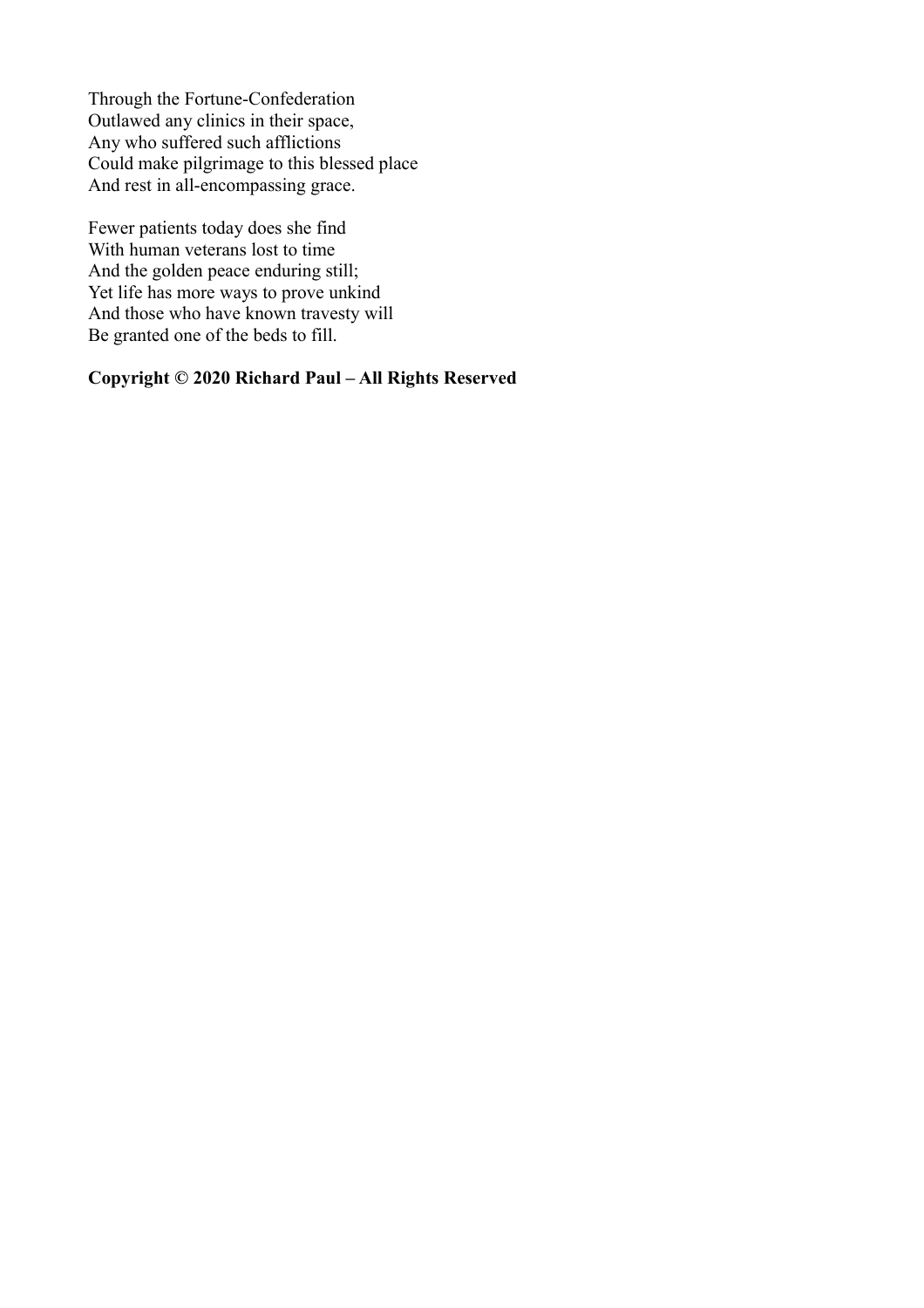Through the Fortune-Confederation  
Outlawed any clinics in their space,  
Any who suffered such afflictions  
Could make pilgrimage to this blessed place  
And rest in all-encompassing grace.

Fewer patients today does she find  
With human veterans lost to time  
And the golden peace enduring still;  
Yet life has more ways to prove unkind  
And those who have known travesty will  
Be granted one of the beds to fill.

**Copyright © 2020 Richard Paul – All Rights Reserved**